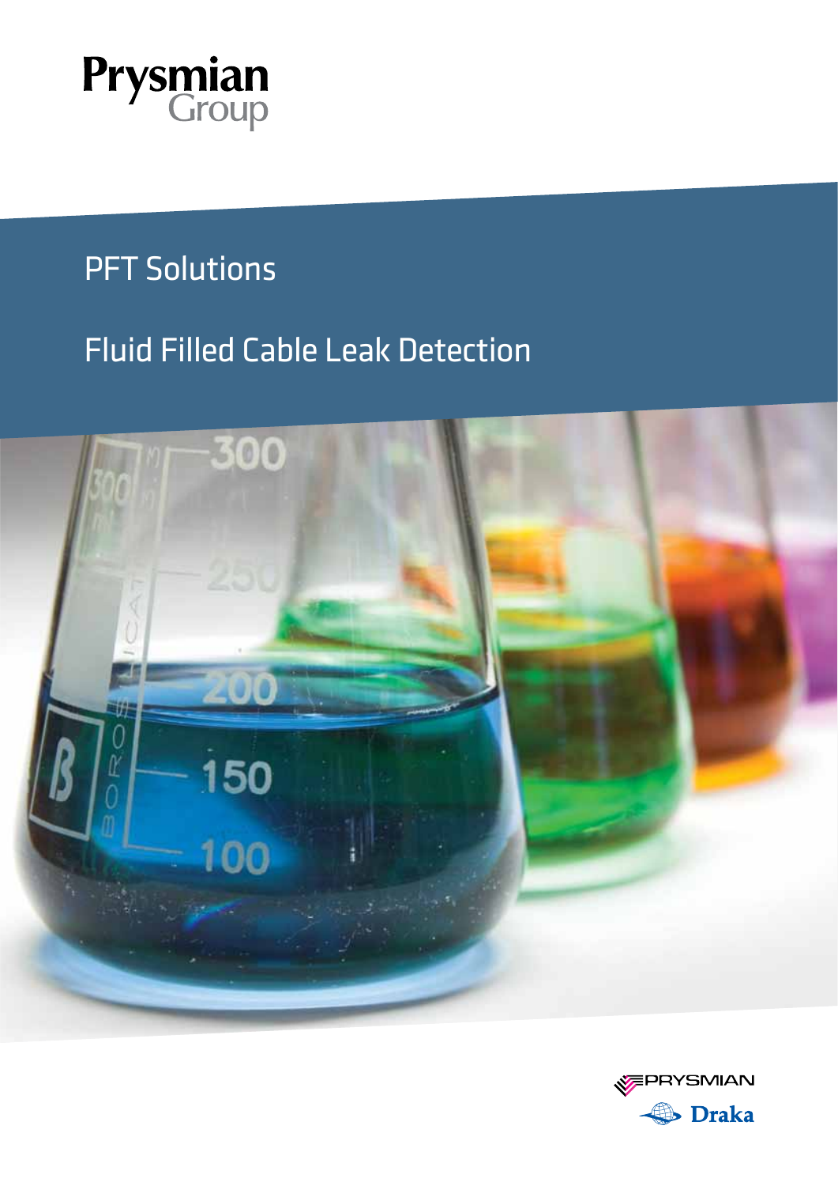Prysmian Group

# PFT Solutions

## Fluid Filled Cable Leak Detection

PRYSMIAN

Draka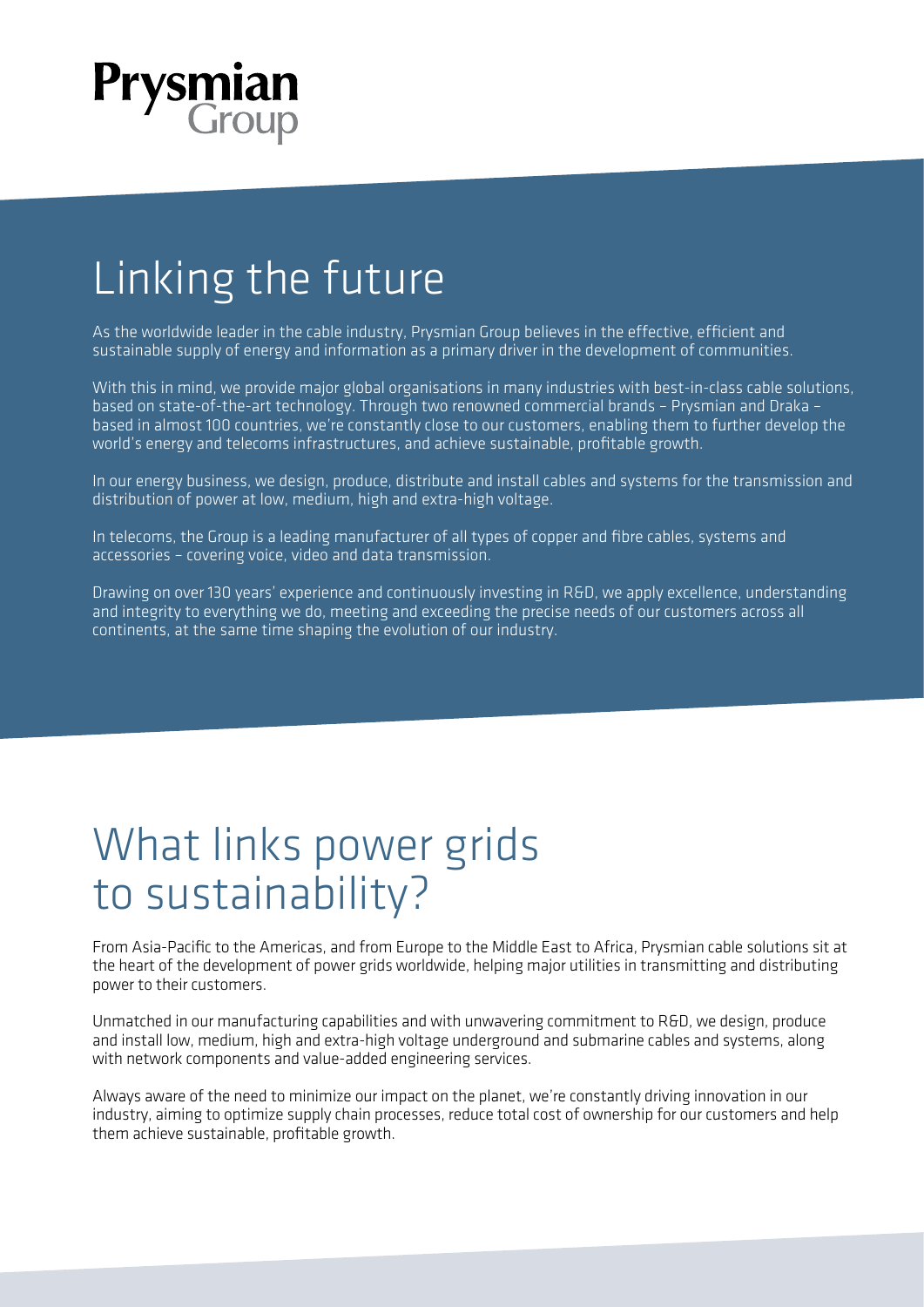Prysmian
Group

# Linking the future

As the worldwide leader in the cable industry, Prysmian Group believes in the effective, efficient and sustainable supply of energy and information as a primary driver in the development of communities.

With this in mind, we provide major global organisations in many industries with best-in-class cable solutions, based on state-of-the-art technology. Through two renowned commercial brands – Prysmian and Draka – based in almost 100 countries, we're constantly close to our customers, enabling them to further develop the world's energy and telecoms infrastructures, and achieve sustainable, profitable growth.

In our energy business, we design, produce, distribute and install cables and systems for the transmission and distribution of power at low, medium, high and extra-high voltage.

In telecoms, the Group is a leading manufacturer of all types of copper and fibre cables, systems and accessories – covering voice, video and data transmission.

Drawing on over 130 years' experience and continuously investing in R&D, we apply excellence, understanding and integrity to everything we do, meeting and exceeding the precise needs of our customers across all continents, at the same time shaping the evolution of our industry.

# What links power grids to sustainability?

From Asia-Pacific to the Americas, and from Europe to the Middle East to Africa, Prysmian cable solutions sit at the heart of the development of power grids worldwide, helping major utilities in transmitting and distributing power to their customers.

Unmatched in our manufacturing capabilities and with unwavering commitment to R&D, we design, produce and install low, medium, high and extra-high voltage underground and submarine cables and systems, along with network components and value-added engineering services.

Always aware of the need to minimize our impact on the planet, we're constantly driving innovation in our industry, aiming to optimize supply chain processes, reduce total cost of ownership for our customers and help them achieve sustainable, profitable growth.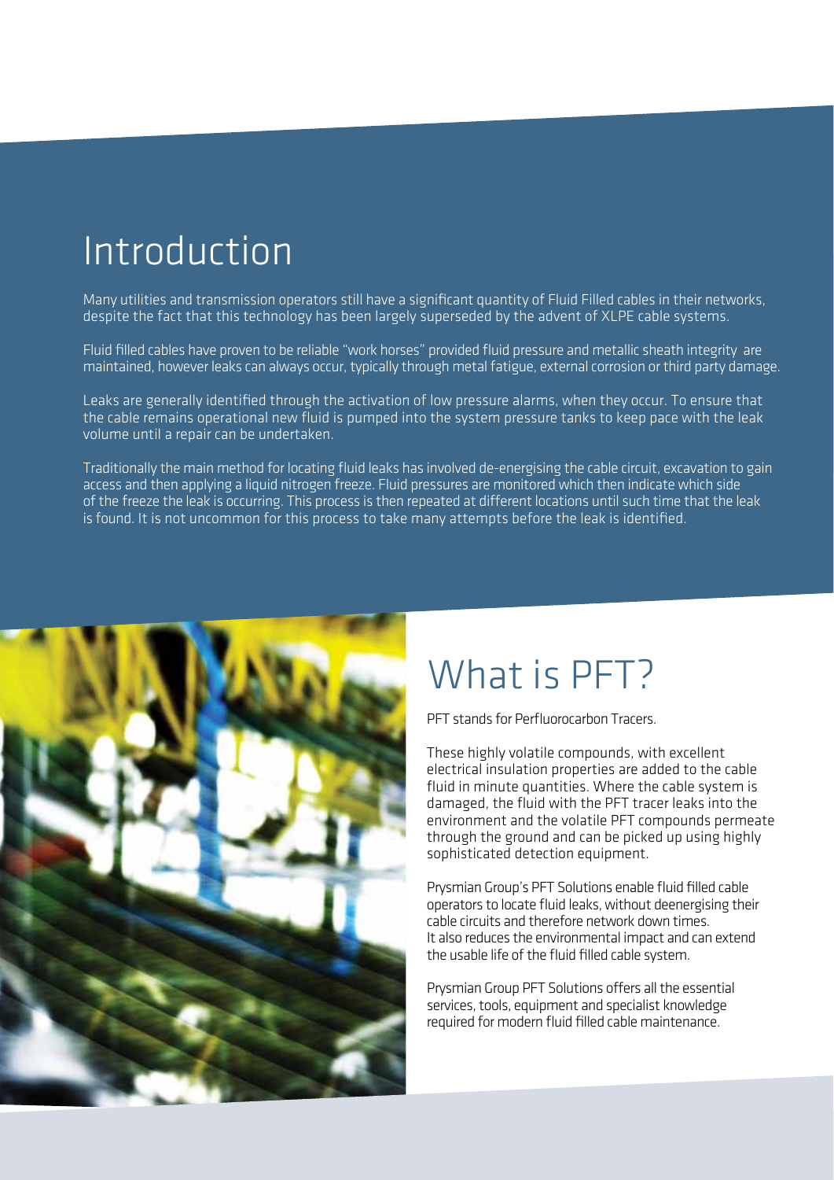# Introduction

Many utilities and transmission operators still have a significant quantity of Fluid Filled cables in their networks, despite the fact that this technology has been largely superseded by the advent of XLPE cable systems.

Fluid filled cables have proven to be reliable "work horses" provided fluid pressure and metallic sheath integrity are maintained, however leaks can always occur, typically through metal fatigue, external corrosion or third party damage.

Leaks are generally identified through the activation of low pressure alarms, when they occur. To ensure that the cable remains operational new fluid is pumped into the system pressure tanks to keep pace with the leak volume until a repair can be undertaken.

Traditionally the main method for locating fluid leaks has involved de-energising the cable circuit, excavation to gain access and then applying a liquid nitrogen freeze. Fluid pressures are monitored which then indicate which side of the freeze the leak is occurring. This process is then repeated at different locations until such time that the leak is found. It is not uncommon for this process to take many attempts before the leak is identified.

# What is PFT?

PFT stands for Perfluorocarbon Tracers.

These highly volatile compounds, with excellent electrical insulation properties are added to the cable fluid in minute quantities. Where the cable system is damaged, the fluid with the PFT tracer leaks into the environment and the volatile PFT compounds permeate through the ground and can be picked up using highly sophisticated detection equipment.

Prysmian Group's PFT Solutions enable fluid filled cable operators to locate fluid leaks, without deenergising their cable circuits and therefore network down times. It also reduces the environmental impact and can extend the usable life of the fluid filled cable system.

Prysmian Group PFT Solutions offers all the essential services, tools, equipment and specialist knowledge required for modern fluid filled cable maintenance.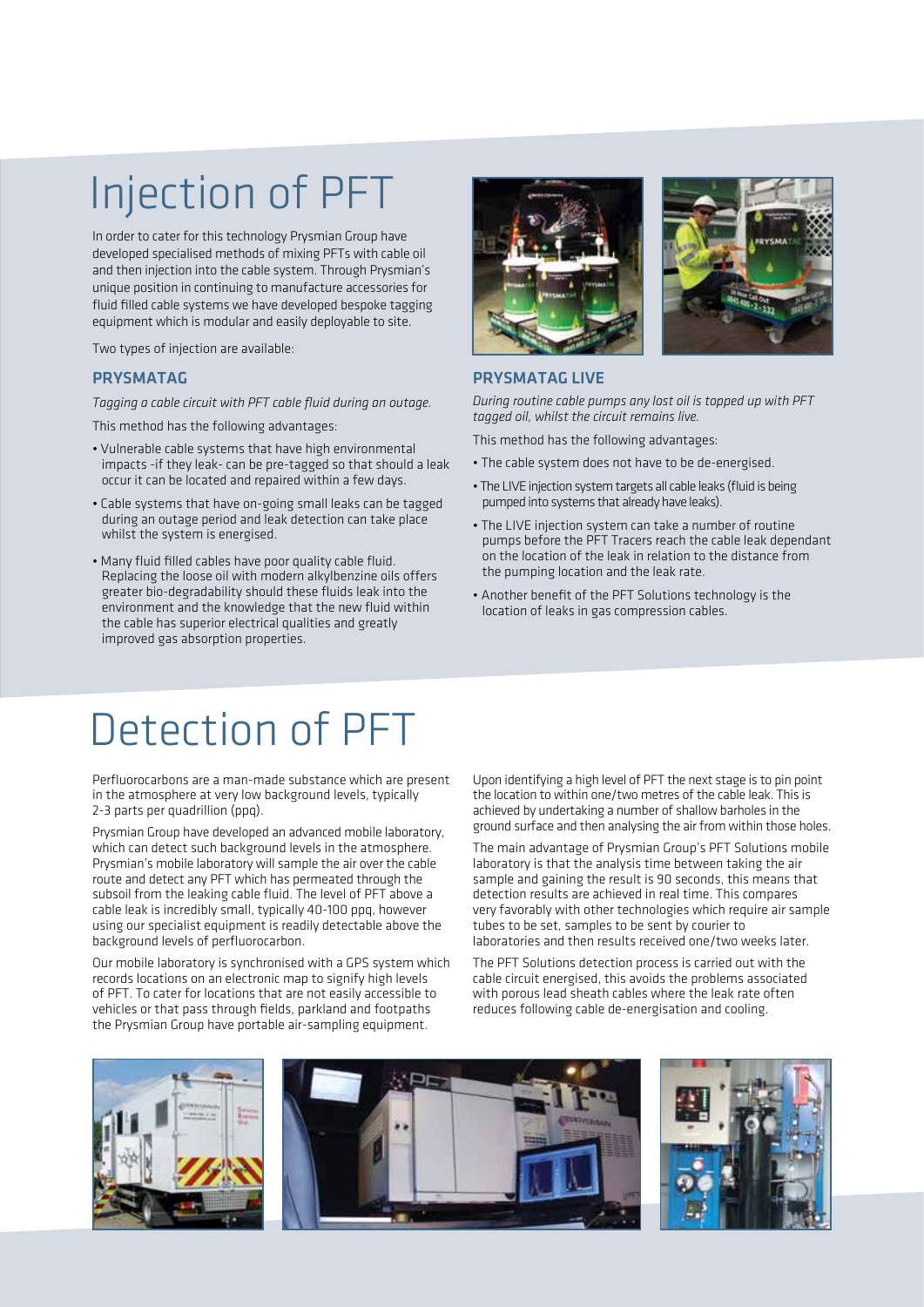# Injection of PFT

In order to cater for this technology Prysmian Group have developed specialised methods of mixing PFTs with cable oil and then injection into the cable system. Through Prysmian's unique position in continuing to manufacture accessories for fluid filled cable systems we have developed bespoke tagging equipment which is modular and easily deployable to site.

Two types of injection are available:

## PRYSMATAG

*Tagging a cable circuit with PFT cable fluid during an outage.*

This method has the following advantages:

- Vulnerable cable systems that have high environmental impacts -if they leak- can be pre-tagged so that should a leak occur it can be located and repaired within a few days.
- Cable systems that have on-going small leaks can be tagged during an outage period and leak detection can take place whilst the system is energised.
- Many fluid filled cables have poor quality cable fluid. Replacing the loose oil with modern alkylbenzine oils offers greater bio-degradability should these fluids leak into the environment and the knowledge that the new fluid within the cable has superior electrical qualities and greatly improved gas absorption properties.

## PRYSMATAG LIVE

*During routine cable pumps any lost oil is topped up with PFT tagged oil, whilst the circuit remains live.*

This method has the following advantages:

- The cable system does not have to be de-energised.
- The LIVE injection system targets all cable leaks (fluid is being pumped into systems that already have leaks).
- The LIVE injection system can take a number of routine pumps before the PFT Tracers reach the cable leak dependant on the location of the leak in relation to the distance from the pumping location and the leak rate.
- Another benefit of the PFT Solutions technology is the location of leaks in gas compression cables.

# Detection of PFT

Perfluorocarbons are a man-made substance which are present in the atmosphere at very low background levels, typically 2-3 parts per quadrillion (ppq).

Prysmian Group have developed an advanced mobile laboratory, which can detect such background levels in the atmosphere. Prysmian's mobile laboratory will sample the air over the cable route and detect any PFT which has permeated through the subsoil from the leaking cable fluid. The level of PFT above a cable leak is incredibly small, typically 40-100 ppq, however using our specialist equipment is readily detectable above the background levels of perfluorocarbon.

Our mobile laboratory is synchronised with a GPS system which records locations on an electronic map to signify high levels of PFT. To cater for locations that are not easily accessible to vehicles or that pass through fields, parkland and footpaths the Prysmian Group have portable air-sampling equipment.

Upon identifying a high level of PFT the next stage is to pin point the location to within one/two metres of the cable leak. This is achieved by undertaking a number of shallow barholes in the ground surface and then analysing the air from within those holes.

The main advantage of Prysmian Group's PFT Solutions mobile laboratory is that the analysis time between taking the air sample and gaining the result is 90 seconds, this means that detection results are achieved in real time. This compares very favorably with other technologies which require air sample tubes to be set, samples to be sent by courier to laboratories and then results received one/two weeks later.

The PFT Solutions detection process is carried out with the cable circuit energised, this avoids the problems associated with porous lead sheath cables where the leak rate often reduces following cable de-energisation and cooling.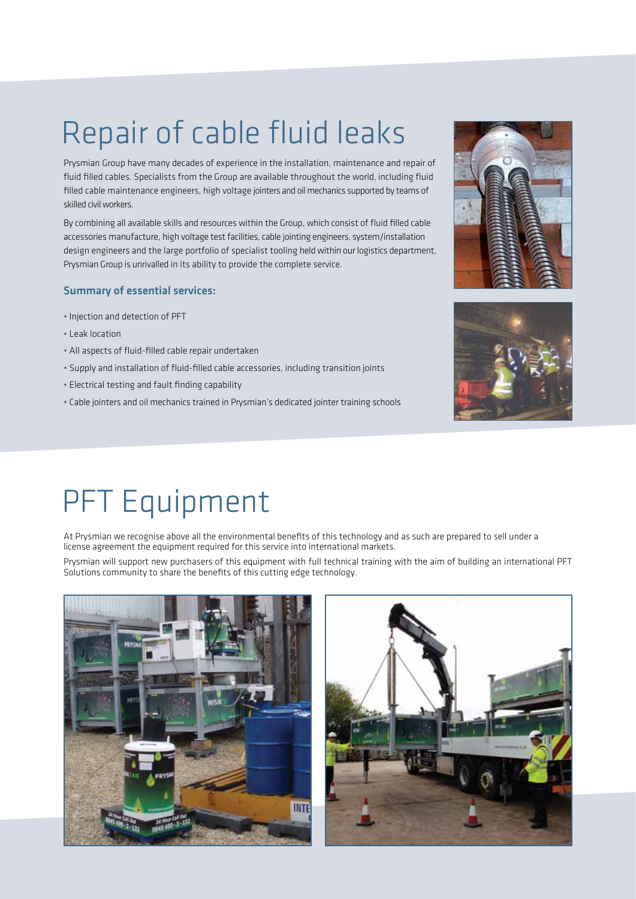# Repair of cable fluid leaks

Prysmian Group have many decades of experience in the installation, maintenance and repair of fluid filled cables. Specialists from the Group are available throughout the world, including fluid filled cable maintenance engineers, high voltage jointers and oil mechanics supported by teams of skilled civil workers.

By combining all available skills and resources within the Group, which consist of fluid filled cable accessories manufacture, high voltage test facilities, cable jointing engineers, system/installation design engineers and the large portfolio of specialist tooling held within our logistics department, Prysmian Group is unrivalled in its ability to provide the complete service.

### Summary of essential services:

- Injection and detection of PFT
- Leak location
- All aspects of fluid-filled cable repair undertaken
- Supply and installation of fluid-filled cable accessories, including transition joints
- Electrical testing and fault finding capability
- Cable jointers and oil mechanics trained in Prysmian's dedicated jointer training schools

# PFT Equipment

At Prysmian we recognise above all the environmental benefits of this technology and as such are prepared to sell under a license agreement the equipment required for this service into international markets.

Prysmian will support new purchasers of this equipment with full technical training with the aim of building an international PFT Solutions community to share the benefits of this cutting edge technology.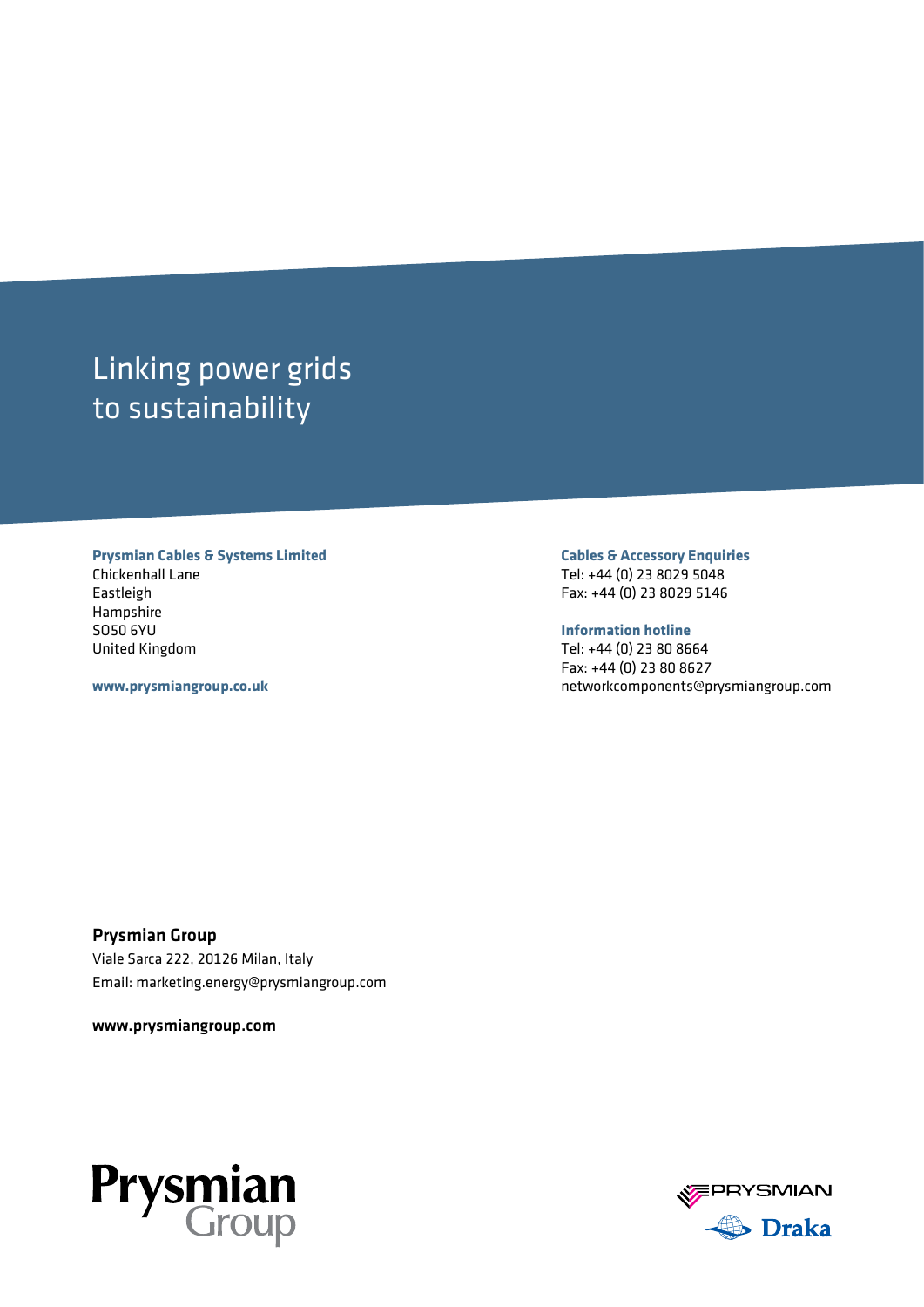Linking power grids
to sustainability

**Prysmian Cables & Systems Limited**
Chickenhall Lane
Eastleigh
Hampshire
SO50 6YU
United Kingdom

**www.prysmiangroup.co.uk**

**Cables & Accessory Enquiries**
Tel: +44 (0) 23 8029 5048
Fax: +44 (0) 23 8029 5146

**Information hotline**
Tel: +44 (0) 23 80 8664
Fax: +44 (0) 23 80 8627
networkcomponents@prysmiangroup.com

**Prysmian Group**
Viale Sarca 222, 20126 Milan, Italy
Email: marketing.energy@prysmiangroup.com

**www.prysmiangroup.com**

Prysmian Group

PRYSMIAN Draka